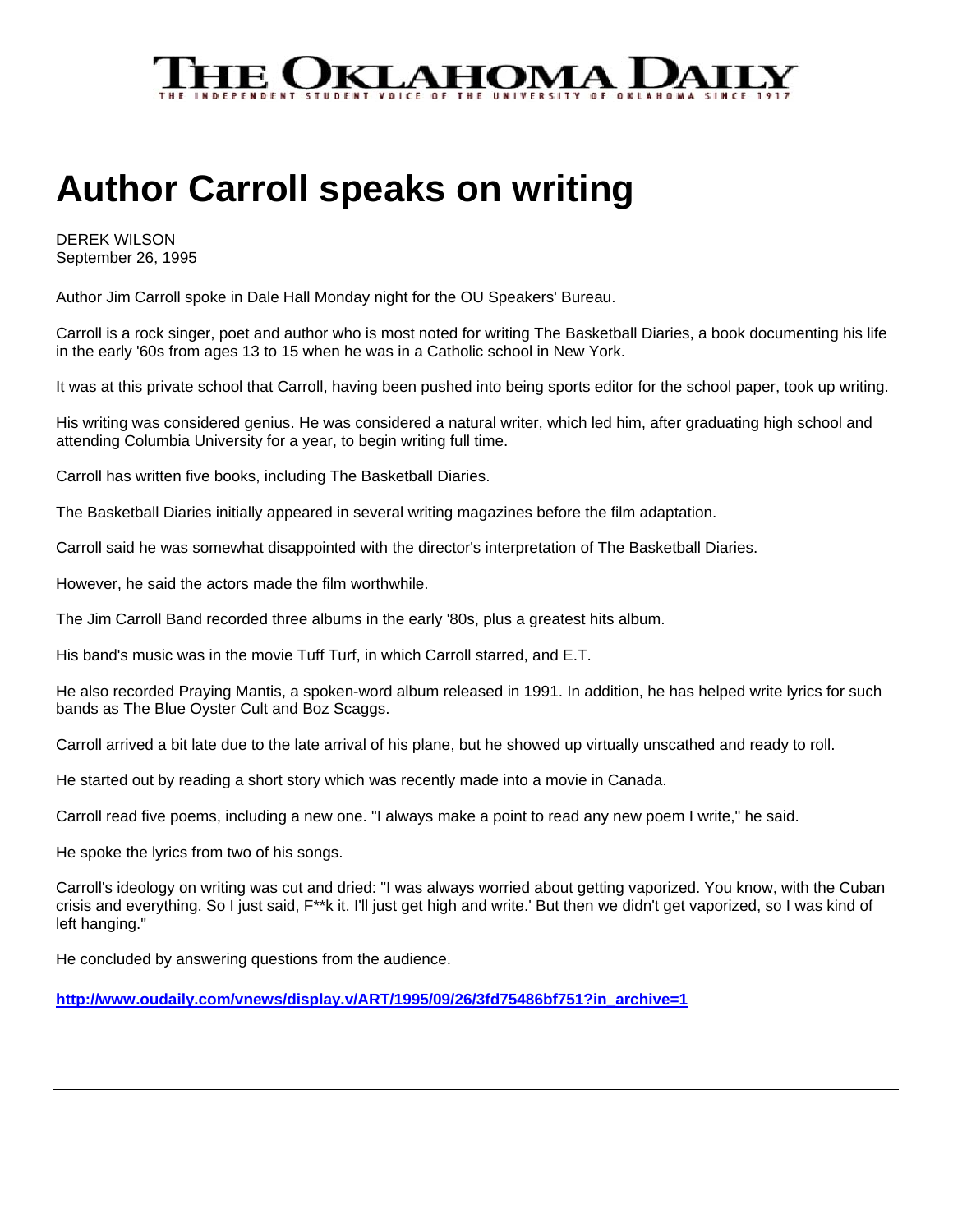# THE OKLAHOMA DAILY

THE INDEPENDENT STUDENT VOICE OF THE UNIVERSITY OF OKLAHOMA SINCE 1917

# Author Carroll speaks on writing

DEREK WILSON
September 26, 1995

Author Jim Carroll spoke in Dale Hall Monday night for the OU Speakers' Bureau.

Carroll is a rock singer, poet and author who is most noted for writing The Basketball Diaries, a book documenting his life in the early '60s from ages 13 to 15 when he was in a Catholic school in New York.

It was at this private school that Carroll, having been pushed into being sports editor for the school paper, took up writing.

His writing was considered genius. He was considered a natural writer, which led him, after graduating high school and attending Columbia University for a year, to begin writing full time.

Carroll has written five books, including The Basketball Diaries.

The Basketball Diaries initially appeared in several writing magazines before the film adaptation.

Carroll said he was somewhat disappointed with the director's interpretation of The Basketball Diaries.

However, he said the actors made the film worthwhile.

The Jim Carroll Band recorded three albums in the early '80s, plus a greatest hits album.

His band's music was in the movie Tuff Turf, in which Carroll starred, and E.T.

He also recorded Praying Mantis, a spoken-word album released in 1991. In addition, he has helped write lyrics for such bands as The Blue Oyster Cult and Boz Scaggs.

Carroll arrived a bit late due to the late arrival of his plane, but he showed up virtually unscathed and ready to roll.

He started out by reading a short story which was recently made into a movie in Canada.

Carroll read five poems, including a new one. "I always make a point to read any new poem I write," he said.

He spoke the lyrics from two of his songs.

Carroll's ideology on writing was cut and dried: "I was always worried about getting vaporized. You know, with the Cuban crisis and everything. So I just said, F**k it. I'll just get high and write.' But then we didn't get vaporized, so I was kind of left hanging."

He concluded by answering questions from the audience.

**http://www.oudaily.com/vnews/display.v/ART/1995/09/26/3fd75486bf751?in_archive=1**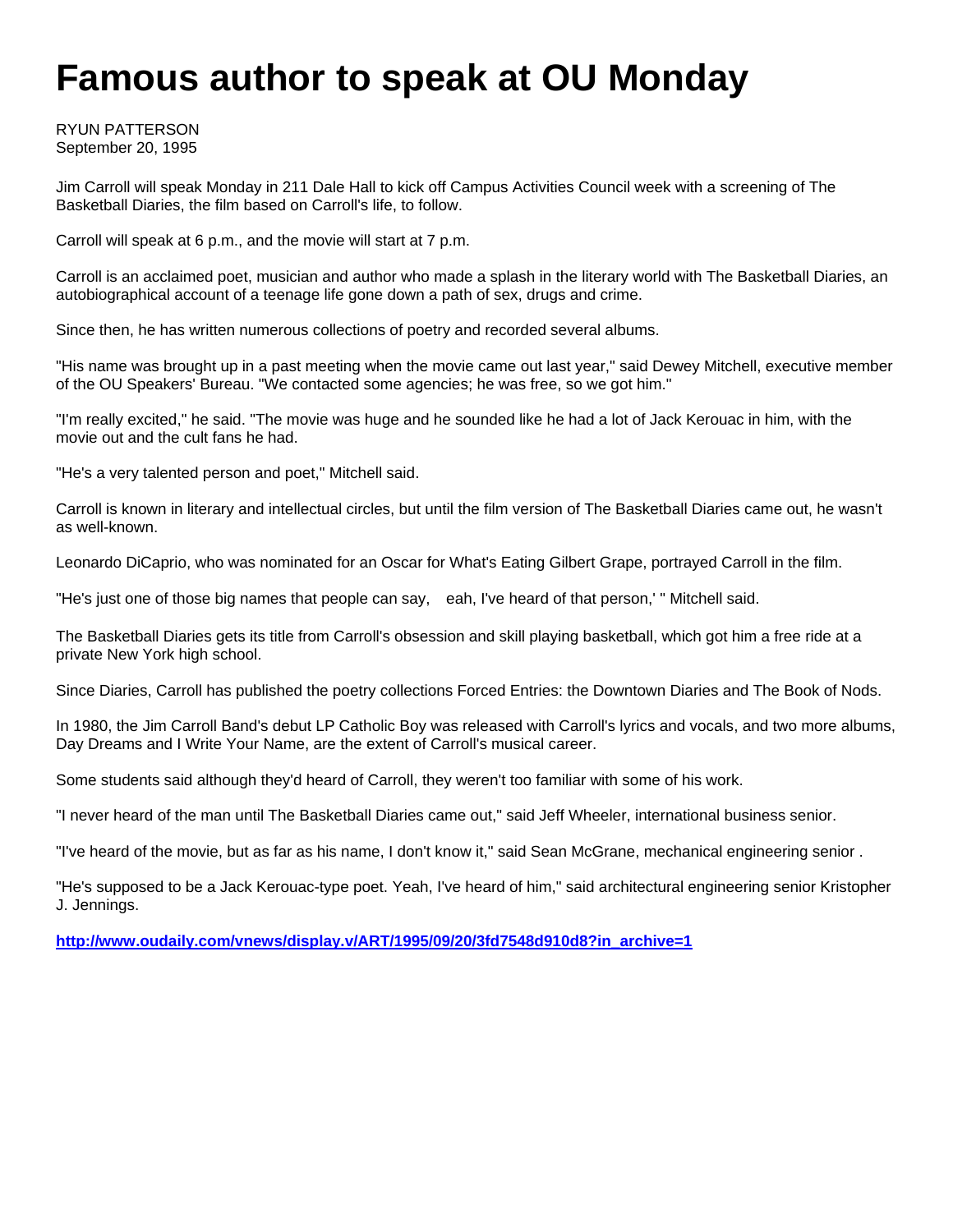# Famous author to speak at OU Monday

RYUN PATTERSON
September 20, 1995

Jim Carroll will speak Monday in 211 Dale Hall to kick off Campus Activities Council week with a screening of The Basketball Diaries, the film based on Carroll's life, to follow.

Carroll will speak at 6 p.m., and the movie will start at 7 p.m.

Carroll is an acclaimed poet, musician and author who made a splash in the literary world with The Basketball Diaries, an autobiographical account of a teenage life gone down a path of sex, drugs and crime.

Since then, he has written numerous collections of poetry and recorded several albums.

"His name was brought up in a past meeting when the movie came out last year," said Dewey Mitchell, executive member of the OU Speakers' Bureau. "We contacted some agencies; he was free, so we got him."

"I'm really excited," he said. "The movie was huge and he sounded like he had a lot of Jack Kerouac in him, with the movie out and the cult fans he had.

"He's a very talented person and poet," Mitchell said.

Carroll is known in literary and intellectual circles, but until the film version of The Basketball Diaries came out, he wasn't as well-known.

Leonardo DiCaprio, who was nominated for an Oscar for What's Eating Gilbert Grape, portrayed Carroll in the film.

"He's just one of those big names that people can say, eah, I've heard of that person,' " Mitchell said.

The Basketball Diaries gets its title from Carroll's obsession and skill playing basketball, which got him a free ride at a private New York high school.

Since Diaries, Carroll has published the poetry collections Forced Entries: the Downtown Diaries and The Book of Nods.

In 1980, the Jim Carroll Band's debut LP Catholic Boy was released with Carroll's lyrics and vocals, and two more albums, Day Dreams and I Write Your Name, are the extent of Carroll's musical career.

Some students said although they'd heard of Carroll, they weren't too familiar with some of his work.

"I never heard of the man until The Basketball Diaries came out," said Jeff Wheeler, international business senior.

"I've heard of the movie, but as far as his name, I don't know it," said Sean McGrane, mechanical engineering senior .

"He's supposed to be a Jack Kerouac-type poet. Yeah, I've heard of him," said architectural engineering senior Kristopher J. Jennings.

**http://www.oudaily.com/vnews/display.v/ART/1995/09/20/3fd7548d910d8?in_archive=1**